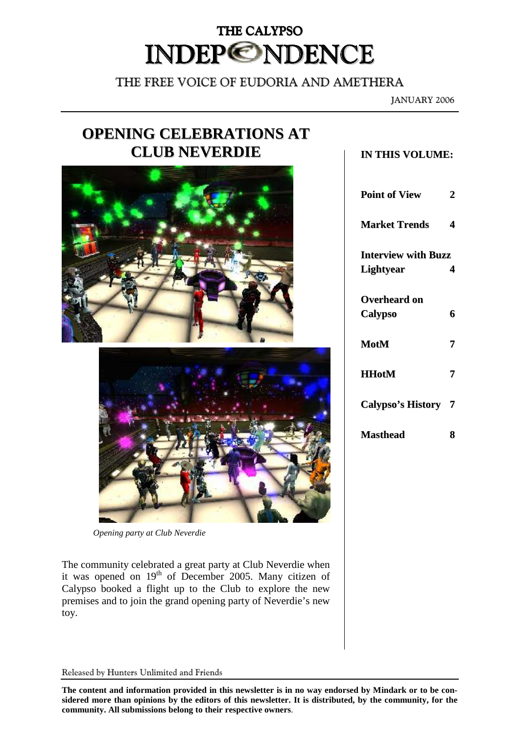# THE CALYPSO INDEPENDENCE

THE FREE VOICE OF EUDORIA AND AMETHERA

JANUARY 2006

## OPENING CELEBRATIONS AT CLUB NEVERDIE

*Opening party at Club Neverdie*

The community celebrated a great party at Club Neverdie when it was opened on 19th of December 2005. Many citizen of Calypso booked a flight up to the Club to explore the new premises and to join the grand opening party of Neverdie's new toy.

**IN THIS VOLUME:**

| | |
|---|---|
| **Point of View** | **2** |
| **Market Trends** | **4** |
| **Interview with Buzz Lightyear** | **4** |
| **Overheard on Calypso** | **6** |
| **MotM** | **7** |
| **HHotM** | **7** |
| **Calypso's History** | **7** |
| **Masthead** | **8** |

Released by Hunters Unlimited and Friends

**The content and information provided in this newsletter is in no way endorsed by Mindark or to be considered more than opinions by the editors of this newsletter. It is distributed, by the community, for the community. All submissions belong to their respective owners**.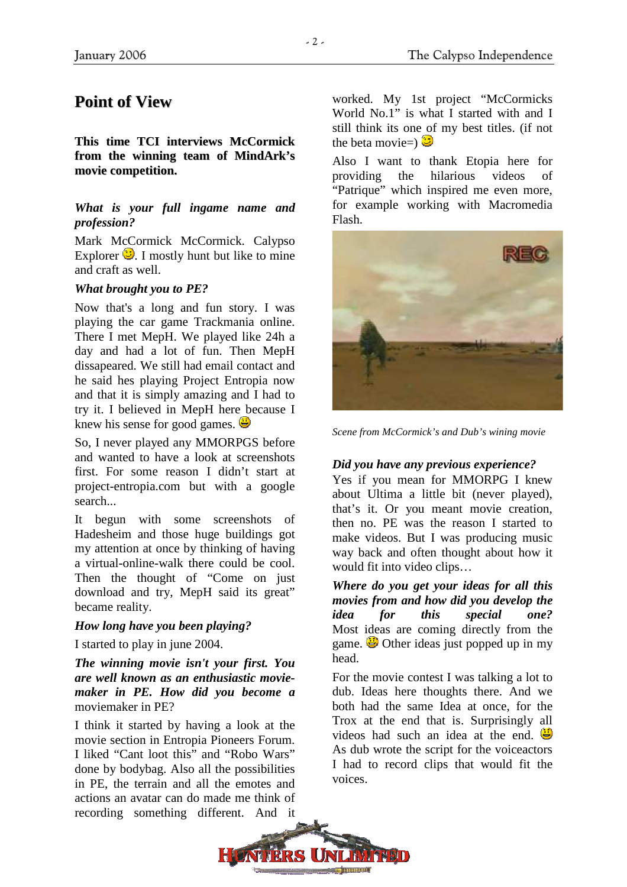## Point of View

**This time TCI interviews McCormick from the winning team of MindArk's movie competition.**

***What is your full ingame name and profession?***

Mark McCormick McCormick. Calypso Explorer 😉. I mostly hunt but like to mine and craft as well.

***What brought you to PE?***

Now that's a long and fun story. I was playing the car game Trackmania online. There I met MepH. We played like 24h a day and had a lot of fun. Then MepH dissapeared. We still had email contact and he said hes playing Project Entropia now and that it is simply amazing and I had to try it. I believed in MepH here because I knew his sense for good games. 😃

So, I never played any MMORPGS before and wanted to have a look at screenshots first. For some reason I didn't start at project-entropia.com but with a google search...

It begun with some screenshots of Hadesheim and those huge buildings got my attention at once by thinking of having a virtual-online-walk there could be cool. Then the thought of "Come on just download and try, MepH said its great" became reality.

***How long have you been playing?***

I started to play in june 2004.

***The winning movie isn't your first. You are well known as an enthusiastic movie-maker in PE. How did you become a*** moviemaker in PE?

I think it started by having a look at the movie section in Entropia Pioneers Forum. I liked "Cant loot this" and "Robo Wars" done by bodybag. Also all the possibilities in PE, the terrain and all the emotes and actions an avatar can do made me think of recording something different. And it worked. My 1st project "McCormicks World No.1" is what I started with and I still think its one of my best titles. (if not the beta movie=) 😉

Also I want to thank Etopia here for providing the hilarious videos of "Patrique" which inspired me even more, for example working with Macromedia Flash.

*Scene from McCormick's and Dub's wining movie*

***Did you have any previous experience?***

Yes if you mean for MMORPG I knew about Ultima a little bit (never played), that's it. Or you meant movie creation, then no. PE was the reason I started to make videos. But I was producing music way back and often thought about how it would fit into video clips…

***Where do you get your ideas for all this movies from and how did you develop the idea for this special one?*** Most ideas are coming directly from the game. 😃 Other ideas just popped up in my head.

For the movie contest I was talking a lot to dub. Ideas here thoughts there. And we both had the same Idea at once, for the Trox at the end that is. Surprisingly all videos had such an idea at the end. 😃 As dub wrote the script for the voiceactors I had to record clips that would fit the voices.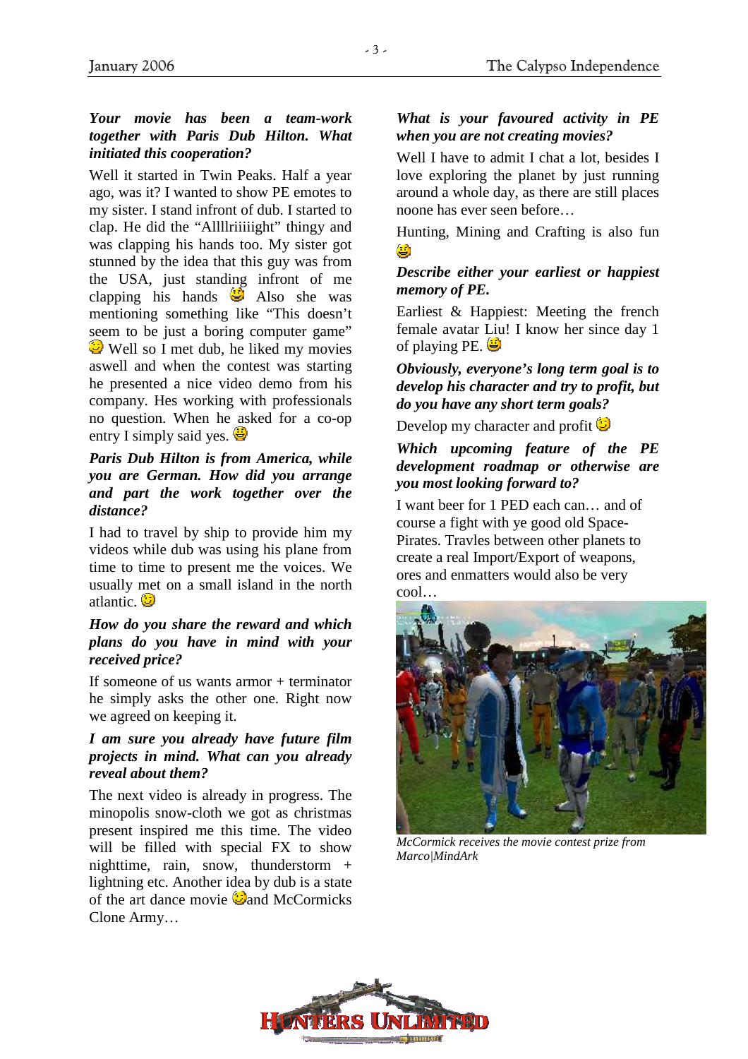***Your movie has been a team-work together with Paris Dub Hilton. What initiated this cooperation?***

Well it started in Twin Peaks. Half a year ago, was it? I wanted to show PE emotes to my sister. I stand infront of dub. I started to clap. He did the "Allllriiiiiight" thingy and was clapping his hands too. My sister got stunned by the idea that this guy was from the USA, just standing infront of me clapping his hands 😃 Also she was mentioning something like "This doesn't seem to be just a boring computer game" 😉 Well so I met dub, he liked my movies aswell and when the contest was starting he presented a nice video demo from his company. Hes working with professionals no question. When he asked for a co-op entry I simply said yes. 😃

***Paris Dub Hilton is from America, while you are German. How did you arrange and part the work together over the distance?***

I had to travel by ship to provide him my videos while dub was using his plane from time to time to present me the voices. We usually met on a small island in the north atlantic. 😉

***How do you share the reward and which plans do you have in mind with your received price?***

If someone of us wants armor + terminator he simply asks the other one. Right now we agreed on keeping it.

***I am sure you already have future film projects in mind. What can you already reveal about them?***

The next video is already in progress. The minopolis snow-cloth we got as christmas present inspired me this time. The video will be filled with special FX to show nighttime, rain, snow, thunderstorm + lightning etc. Another idea by dub is a state of the art dance movie 😉and McCormicks Clone Army…

***What is your favoured activity in PE when you are not creating movies?***

Well I have to admit I chat a lot, besides I love exploring the planet by just running around a whole day, as there are still places noone has ever seen before…

Hunting, Mining and Crafting is also fun 😃

***Describe either your earliest or happiest memory of PE.***

Earliest & Happiest: Meeting the french female avatar Liu! I know her since day 1 of playing PE. 😃

***Obviously, everyone's long term goal is to develop his character and try to profit, but do you have any short term goals?***

Develop my character and profit 😉

***Which upcoming feature of the PE development roadmap or otherwise are you most looking forward to?***

I want beer for 1 PED each can… and of course a fight with ye good old Space-Pirates. Travles between other planets to create a real Import/Export of weapons, ores and enmatters would also be very cool…

*McCormick receives the movie contest prize from Marco|MindArk*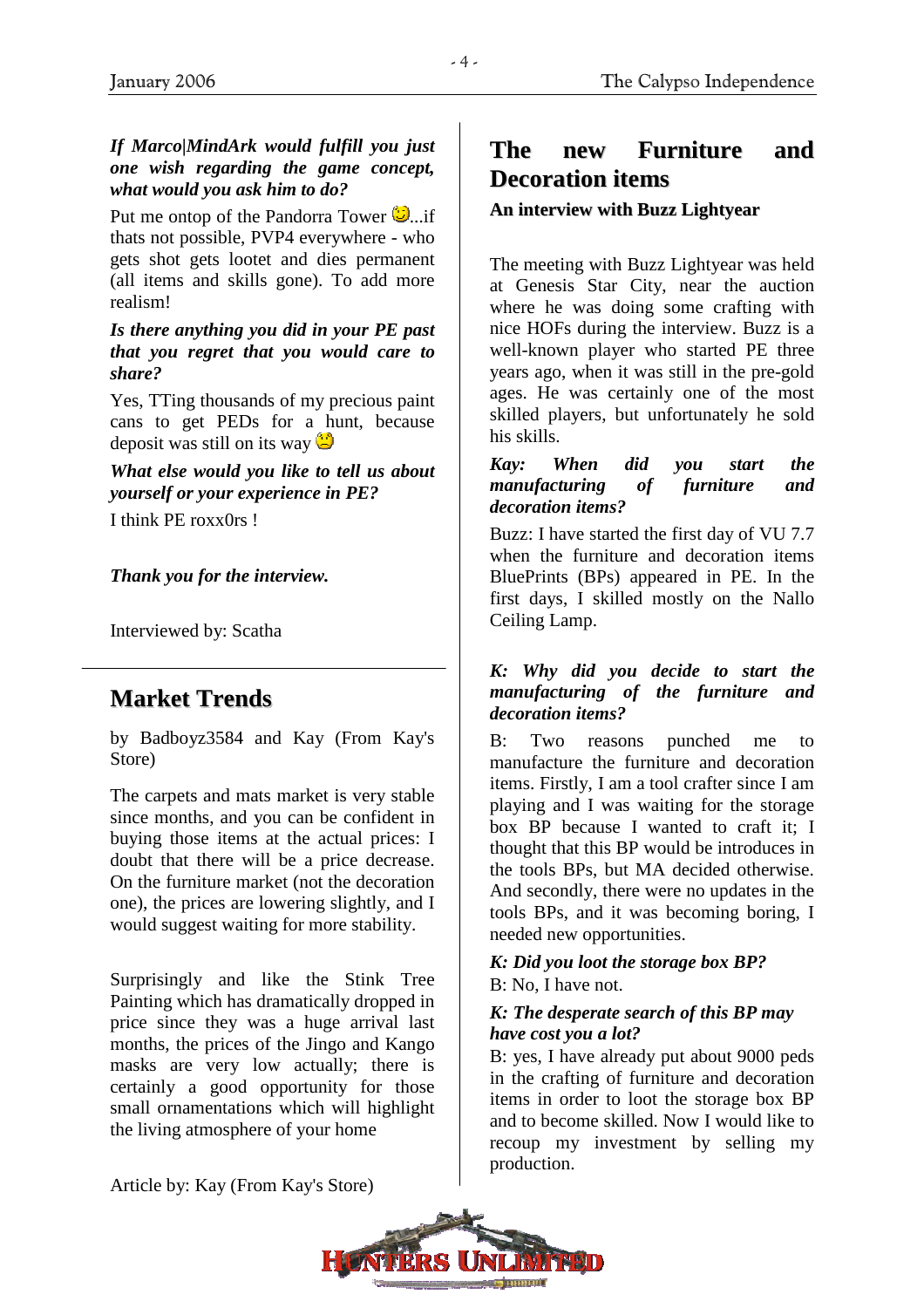***If Marco|MindArk would fulfill you just one wish regarding the game concept, what would you ask him to do?***

Put me ontop of the Pandorra Tower ...if thats not possible, PVP4 everywhere - who gets shot gets lootet and dies permanent (all items and skills gone). To add more realism!

***Is there anything you did in your PE past that you regret that you would care to share?***

Yes, TTing thousands of my precious paint cans to get PEDs for a hunt, because deposit was still on its way

***What else would you like to tell us about yourself or your experience in PE?***

I think PE roxx0rs !

***Thank you for the interview.***

Interviewed by: Scatha

## Market Trends

by Badboyz3584 and Kay (From Kay's Store)

The carpets and mats market is very stable since months, and you can be confident in buying those items at the actual prices: I doubt that there will be a price decrease. On the furniture market (not the decoration one), the prices are lowering slightly, and I would suggest waiting for more stability.

Surprisingly and like the Stink Tree Painting which has dramatically dropped in price since they was a huge arrival last months, the prices of the Jingo and Kango masks are very low actually; there is certainly a good opportunity for those small ornamentations which will highlight the living atmosphere of your home

Article by: Kay (From Kay's Store)

## The new Furniture and Decoration items

**An interview with Buzz Lightyear**

The meeting with Buzz Lightyear was held at Genesis Star City, near the auction where he was doing some crafting with nice HOFs during the interview. Buzz is a well-known player who started PE three years ago, when it was still in the pre-gold ages. He was certainly one of the most skilled players, but unfortunately he sold his skills.

***Kay: When did you start the manufacturing of furniture and decoration items?***

Buzz: I have started the first day of VU 7.7 when the furniture and decoration items BluePrints (BPs) appeared in PE. In the first days, I skilled mostly on the Nallo Ceiling Lamp.

***K: Why did you decide to start the manufacturing of the furniture and decoration items?***

B: Two reasons punched me to manufacture the furniture and decoration items. Firstly, I am a tool crafter since I am playing and I was waiting for the storage box BP because I wanted to craft it; I thought that this BP would be introduces in the tools BPs, but MA decided otherwise. And secondly, there were no updates in the tools BPs, and it was becoming boring, I needed new opportunities.

***K: Did you loot the storage box BP?***

B: No, I have not.

***K: The desperate search of this BP may have cost you a lot?***

B: yes, I have already put about 9000 peds in the crafting of furniture and decoration items in order to loot the storage box BP and to become skilled. Now I would like to recoup my investment by selling my production.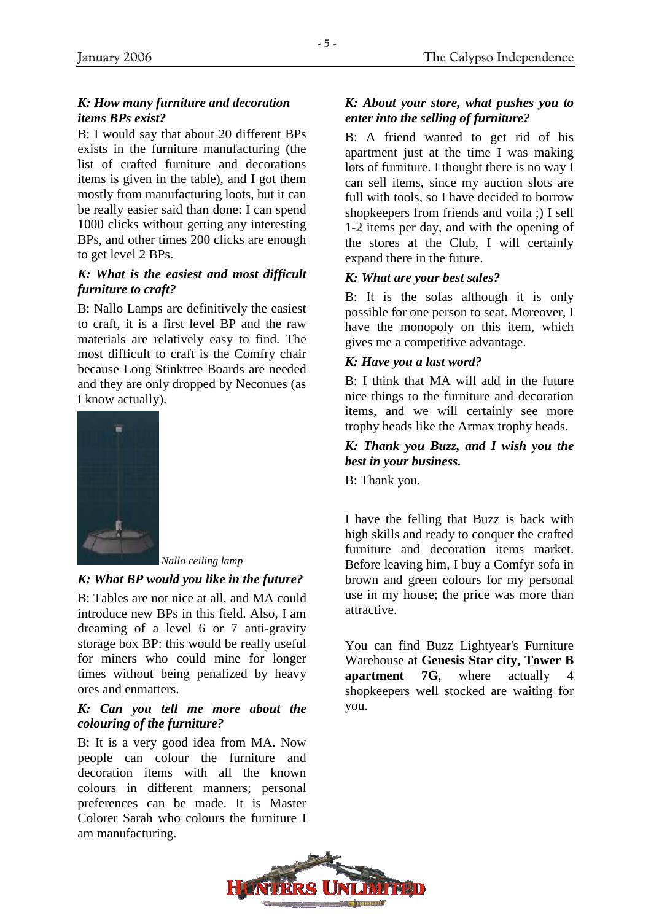***K: How many furniture and decoration items BPs exist?***

B: I would say that about 20 different BPs exists in the furniture manufacturing (the list of crafted furniture and decorations items is given in the table), and I got them mostly from manufacturing loots, but it can be really easier said than done: I can spend 1000 clicks without getting any interesting BPs, and other times 200 clicks are enough to get level 2 BPs.

***K: What is the easiest and most difficult furniture to craft?***

B: Nallo Lamps are definitively the easiest to craft, it is a first level BP and the raw materials are relatively easy to find. The most difficult to craft is the Comfry chair because Long Stinktree Boards are needed and they are only dropped by Neconues (as I know actually).

*Nallo ceiling lamp*

***K: What BP would you like in the future?***

B: Tables are not nice at all, and MA could introduce new BPs in this field. Also, I am dreaming of a level 6 or 7 anti-gravity storage box BP: this would be really useful for miners who could mine for longer times without being penalized by heavy ores and enmatters.

***K: Can you tell me more about the colouring of the furniture?***

B: It is a very good idea from MA. Now people can colour the furniture and decoration items with all the known colours in different manners; personal preferences can be made. It is Master Colorer Sarah who colours the furniture I am manufacturing.

***K: About your store, what pushes you to enter into the selling of furniture?***

B: A friend wanted to get rid of his apartment just at the time I was making lots of furniture. I thought there is no way I can sell items, since my auction slots are full with tools, so I have decided to borrow shopkeepers from friends and voila ;) I sell 1-2 items per day, and with the opening of the stores at the Club, I will certainly expand there in the future.

***K: What are your best sales?***

B: It is the sofas although it is only possible for one person to seat. Moreover, I have the monopoly on this item, which gives me a competitive advantage.

***K: Have you a last word?***

B: I think that MA will add in the future nice things to the furniture and decoration items, and we will certainly see more trophy heads like the Armax trophy heads.

***K: Thank you Buzz, and I wish you the best in your business.***

B: Thank you.

I have the felling that Buzz is back with high skills and ready to conquer the crafted furniture and decoration items market. Before leaving him, I buy a Comfyr sofa in brown and green colours for my personal use in my house; the price was more than attractive.

You can find Buzz Lightyear's Furniture Warehouse at **Genesis Star city, Tower B apartment 7G**, where actually 4 shopkeepers well stocked are waiting for you.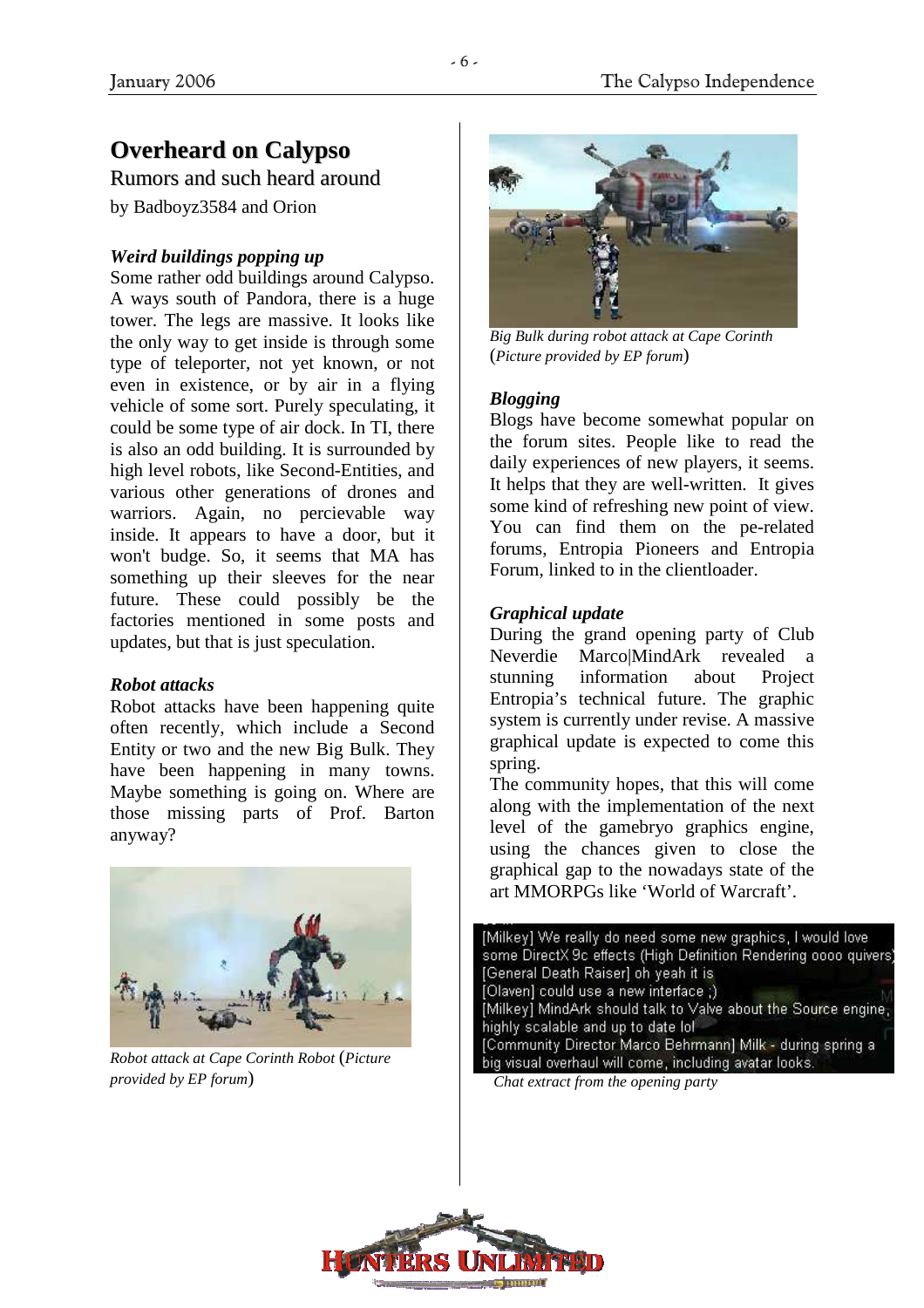# Overheard on Calypso

Rumors and such heard around

by Badboyz3584 and Orion

### *Weird buildings popping up*

Some rather odd buildings around Calypso. A ways south of Pandora, there is a huge tower. The legs are massive. It looks like the only way to get inside is through some type of teleporter, not yet known, or not even in existence, or by air in a flying vehicle of some sort. Purely speculating, it could be some type of air dock. In TI, there is also an odd building. It is surrounded by high level robots, like Second-Entities, and various other generations of drones and warriors. Again, no percievable way inside. It appears to have a door, but it won't budge. So, it seems that MA has something up their sleeves for the near future. These could possibly be the factories mentioned in some posts and updates, but that is just speculation.

### *Robot attacks*

Robot attacks have been happening quite often recently, which include a Second Entity or two and the new Big Bulk. They have been happening in many towns. Maybe something is going on. Where are those missing parts of Prof. Barton anyway?

*Robot attack at Cape Corinth Robot* (*Picture provided by EP forum*)

*Big Bulk during robot attack at Cape Corinth* (*Picture provided by EP forum*)

### *Blogging*

Blogs have become somewhat popular on the forum sites. People like to read the daily experiences of new players, it seems. It helps that they are well-written. It gives some kind of refreshing new point of view. You can find them on the pe-related forums, Entropia Pioneers and Entropia Forum, linked to in the clientloader.

### *Graphical update*

During the grand opening party of Club Neverdie Marco|MindArk revealed a stunning information about Project Entropia's technical future. The graphic system is currently under revise. A massive graphical update is expected to come this spring.

The community hopes, that this will come along with the implementation of the next level of the gamebryo graphics engine, using the chances given to close the graphical gap to the nowadays state of the art MMORPGs like 'World of Warcraft'.

[Milkey] We really do need some new graphics, I would love some DirectX 9c effects (High Definition Rendering oooo quivers)
[General Death Raiser] oh yeah it is
[Olaven] could use a new interface ;)
[Milkey] MindArk should talk to Valve about the Source engine, highly scalable and up to date lol
[Community Director Marco Behrmann] Milk - during spring a big visual overhaul will come, including avatar looks.

*Chat extract from the opening party*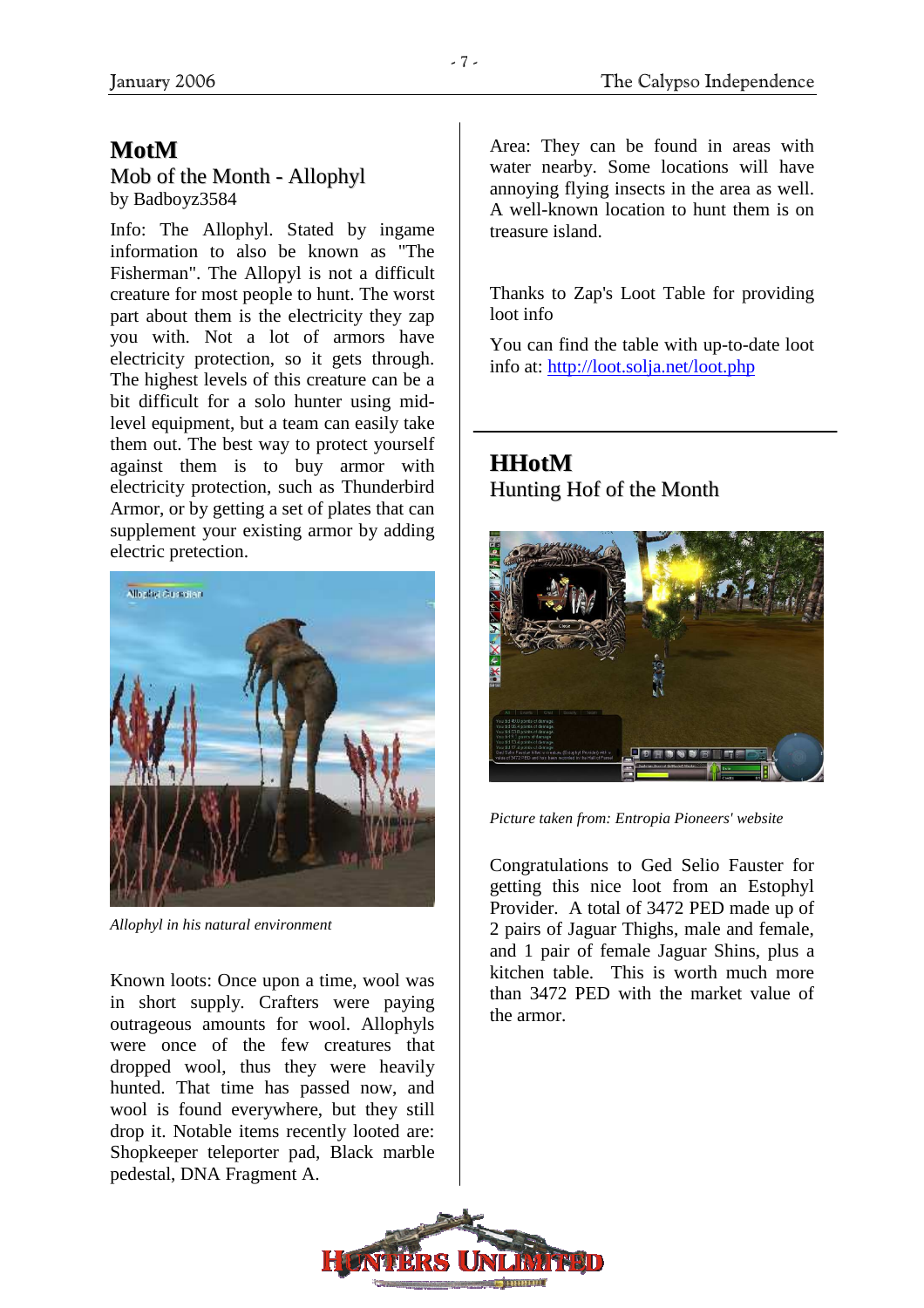# MotM

## Mob of the Month - Allophyl

by Badboyz3584

Info: The Allophyl. Stated by ingame information to also be known as "The Fisherman". The Allopyl is not a difficult creature for most people to hunt. The worst part about them is the electricity they zap you with. Not a lot of armors have electricity protection, so it gets through. The highest levels of this creature can be a bit difficult for a solo hunter using mid-level equipment, but a team can easily take them out. The best way to protect yourself against them is to buy armor with electricity protection, such as Thunderbird Armor, or by getting a set of plates that can supplement your existing armor by adding electric pretection.

*Allophyl in his natural environment*

Known loots: Once upon a time, wool was in short supply. Crafters were paying outrageous amounts for wool. Allophyls were once of the few creatures that dropped wool, thus they were heavily hunted. That time has passed now, and wool is found everywhere, but they still drop it. Notable items recently looted are: Shopkeeper teleporter pad, Black marble pedestal, DNA Fragment A.

Area: They can be found in areas with water nearby. Some locations will have annoying flying insects in the area as well. A well-known location to hunt them is on treasure island.

Thanks to Zap's Loot Table for providing loot info

You can find the table with up-to-date loot info at: http://loot.solja.net/loot.php

# HHotM

## Hunting Hof of the Month

*Picture taken from: Entropia Pioneers' website*

Congratulations to Ged Selio Fauster for getting this nice loot from an Estophyl Provider. A total of 3472 PED made up of 2 pairs of Jaguar Thighs, male and female, and 1 pair of female Jaguar Shins, plus a kitchen table. This is worth much more than 3472 PED with the market value of the armor.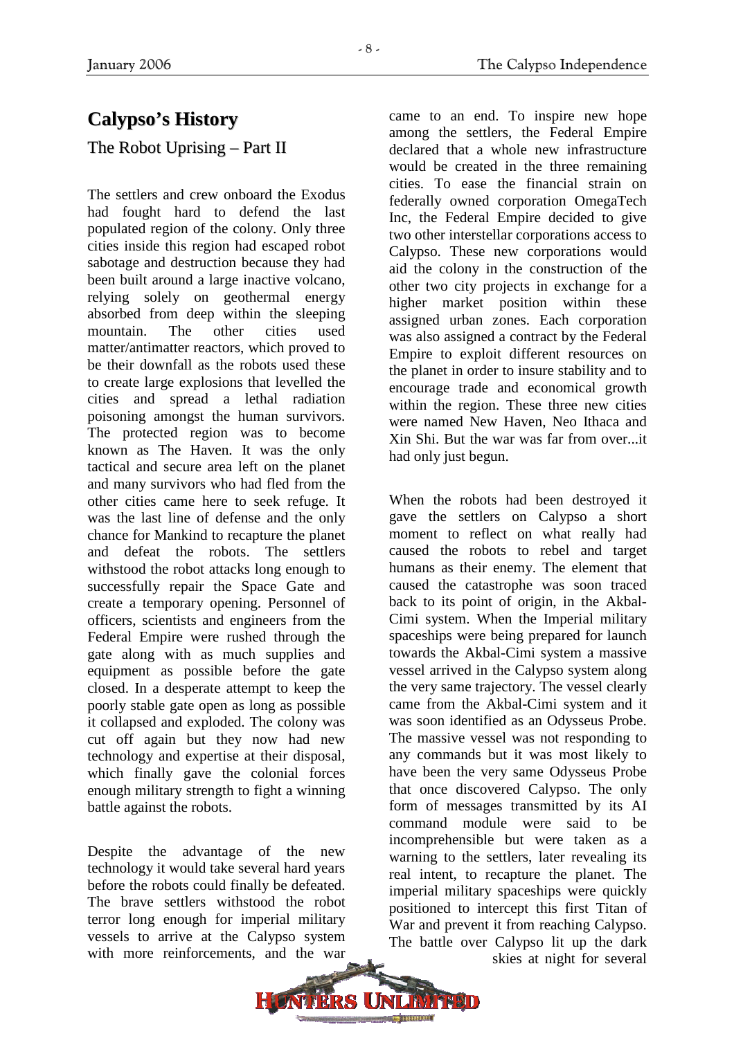## Calypso's History

### The Robot Uprising – Part II

The settlers and crew onboard the Exodus had fought hard to defend the last populated region of the colony. Only three cities inside this region had escaped robot sabotage and destruction because they had been built around a large inactive volcano, relying solely on geothermal energy absorbed from deep within the sleeping mountain. The other cities used matter/antimatter reactors, which proved to be their downfall as the robots used these to create large explosions that levelled the cities and spread a lethal radiation poisoning amongst the human survivors. The protected region was to become known as The Haven. It was the only tactical and secure area left on the planet and many survivors who had fled from the other cities came here to seek refuge. It was the last line of defense and the only chance for Mankind to recapture the planet and defeat the robots. The settlers withstood the robot attacks long enough to successfully repair the Space Gate and create a temporary opening. Personnel of officers, scientists and engineers from the Federal Empire were rushed through the gate along with as much supplies and equipment as possible before the gate closed. In a desperate attempt to keep the poorly stable gate open as long as possible it collapsed and exploded. The colony was cut off again but they now had new technology and expertise at their disposal, which finally gave the colonial forces enough military strength to fight a winning battle against the robots.

Despite the advantage of the new technology it would take several hard years before the robots could finally be defeated. The brave settlers withstood the robot terror long enough for imperial military vessels to arrive at the Calypso system with more reinforcements, and the war came to an end. To inspire new hope among the settlers, the Federal Empire declared that a whole new infrastructure would be created in the three remaining cities. To ease the financial strain on federally owned corporation OmegaTech Inc, the Federal Empire decided to give two other interstellar corporations access to Calypso. These new corporations would aid the colony in the construction of the other two city projects in exchange for a higher market position within these assigned urban zones. Each corporation was also assigned a contract by the Federal Empire to exploit different resources on the planet in order to insure stability and to encourage trade and economical growth within the region. These three new cities were named New Haven, Neo Ithaca and Xin Shi. But the war was far from over...it had only just begun.

When the robots had been destroyed it gave the settlers on Calypso a short moment to reflect on what really had caused the robots to rebel and target humans as their enemy. The element that caused the catastrophe was soon traced back to its point of origin, in the Akbal-Cimi system. When the Imperial military spaceships were being prepared for launch towards the Akbal-Cimi system a massive vessel arrived in the Calypso system along the very same trajectory. The vessel clearly came from the Akbal-Cimi system and it was soon identified as an Odysseus Probe. The massive vessel was not responding to any commands but it was most likely to have been the very same Odysseus Probe that once discovered Calypso. The only form of messages transmitted by its AI command module were said to be incomprehensible but were taken as a warning to the settlers, later revealing its real intent, to recapture the planet. The imperial military spaceships were quickly positioned to intercept this first Titan of War and prevent it from reaching Calypso. The battle over Calypso lit up the dark skies at night for several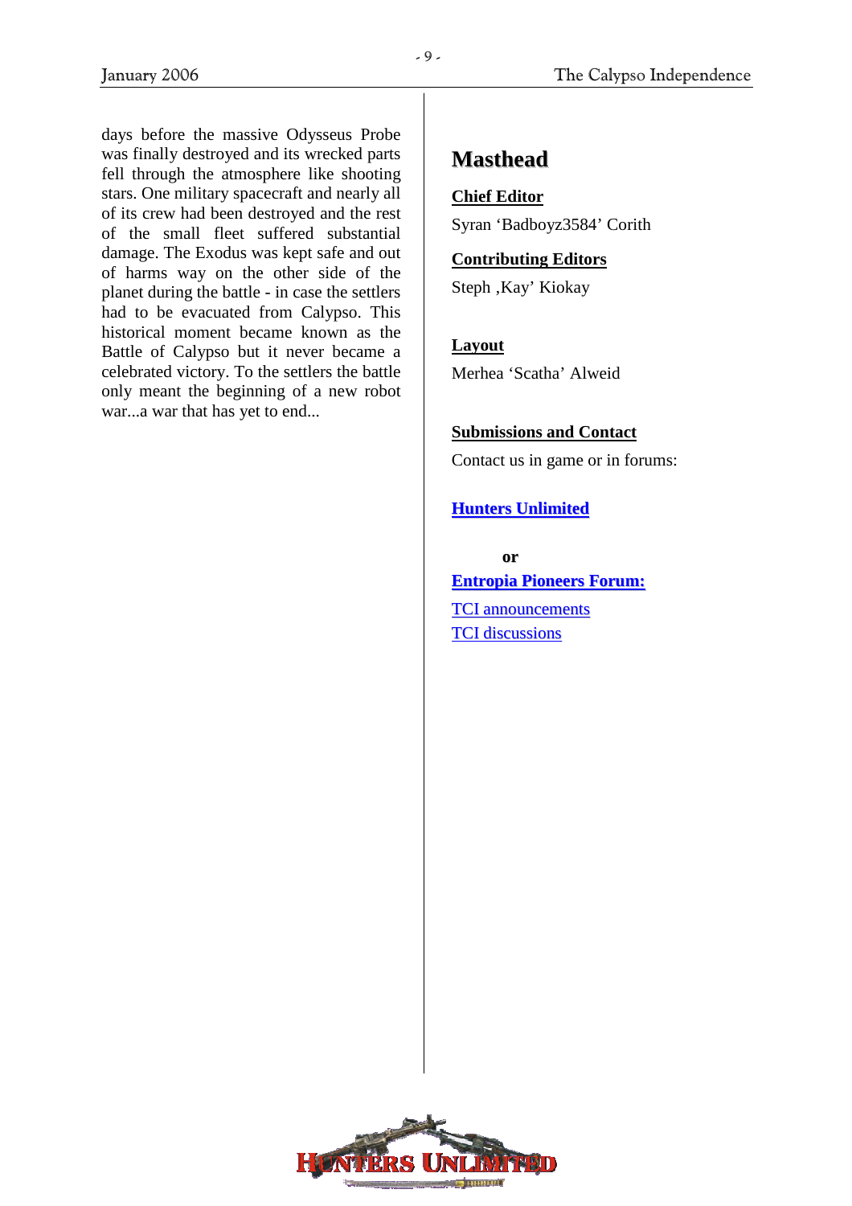days before the massive Odysseus Probe was finally destroyed and its wrecked parts fell through the atmosphere like shooting stars. One military spacecraft and nearly all of its crew had been destroyed and the rest of the small fleet suffered substantial damage. The Exodus was kept safe and out of harms way on the other side of the planet during the battle - in case the settlers had to be evacuated from Calypso. This historical moment became known as the Battle of Calypso but it never became a celebrated victory. To the settlers the battle only meant the beginning of a new robot war...a war that has yet to end...

## Masthead

**Chief Editor**

Syran 'Badboyz3584' Corith

**Contributing Editors**

Steph ‚Kay' Kiokay

**Layout**

Merhea 'Scatha' Alweid

**Submissions and Contact**

Contact us in game or in forums:

**Hunters Unlimited**

**or**

**Entropia Pioneers Forum:**

TCI announcements

TCI discussions